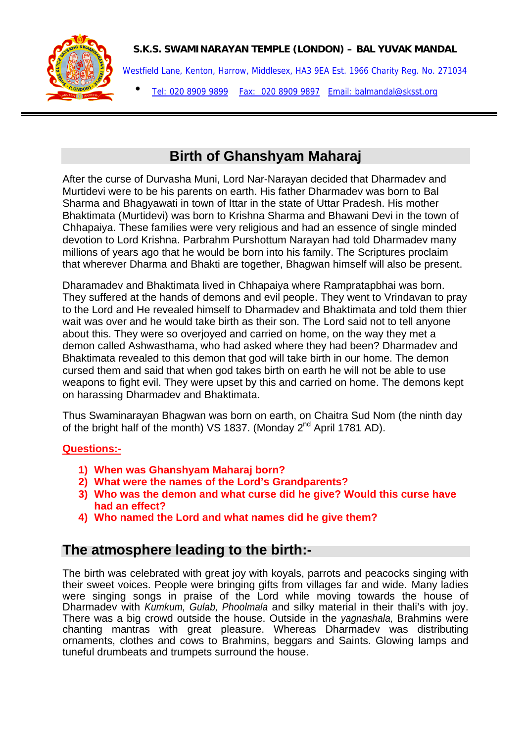**S.K.S. SWAMINARAYAN TEMPLE (LONDON) – BAL YUVAK MANDAL**

Westfield Lane, Kenton, Harrow, Middlesex, HA3 9EA Est. 1966 Charity Reg. No. 271034

- Tel: 020 8909 9899 Fax: 020 8909 9897 Email: balmandal@sksst.org

# Birth of Ghanshyam Maharaj

After the curse of Durvasha Muni, Lord Nar-Narayan decided that Dharmadev and Murtidevi were to be his parents on earth. His father Dharmadev was born to Bal Sharma and Bhagyawati in town of Ittar in the state of Uttar Pradesh. His mother Bhaktimata (Murtidevi) was born to Krishna Sharma and Bhawani Devi in the town of Chhapaiya. These families were very religious and had an essence of single minded devotion to Lord Krishna. Parbrahm Purshottum Narayan had told Dharmadev many millions of years ago that he would be born into his family. The Scriptures proclaim that wherever Dharma and Bhakti are together, Bhagwan himself will also be present.

Dharamadev and Bhaktimata lived in Chhapaiya where Rampratapbhai was born. They suffered at the hands of demons and evil people. They went to Vrindavan to pray to the Lord and He revealed himself to Dharmadev and Bhaktimata and told them thier wait was over and he would take birth as their son. The Lord said not to tell anyone about this. They were so overjoyed and carried on home, on the way they met a demon called Ashwasthama, who had asked where they had been? Dharmadev and Bhaktimata revealed to this demon that god will take birth in our home. The demon cursed them and said that when god takes birth on earth he will not be able to use weapons to fight evil. They were upset by this and carried on home. The demons kept on harassing Dharmadev and Bhaktimata.

Thus Swaminarayan Bhagwan was born on earth, on Chaitra Sud Nom (the ninth day of the bright half of the month) VS 1837. (Monday 2nd April 1781 AD).

**Questions:-**

1) **When was Ghanshyam Maharaj born?**
2) **What were the names of the Lord's Grandparents?**
3) **Who was the demon and what curse did he give? Would this curse have had an effect?**
4) **Who named the Lord and what names did he give them?**

## The atmosphere leading to the birth:-

The birth was celebrated with great joy with koyals, parrots and peacocks singing with their sweet voices. People were bringing gifts from villages far and wide. Many ladies were singing songs in praise of the Lord while moving towards the house of Dharmadev with *Kumkum, Gulab, Phoolmala* and silky material in their thali's with joy. There was a big crowd outside the house. Outside in the *yagnashala,* Brahmins were chanting mantras with great pleasure. Whereas Dharmadev was distributing ornaments, clothes and cows to Brahmins, beggars and Saints. Glowing lamps and tuneful drumbeats and trumpets surround the house.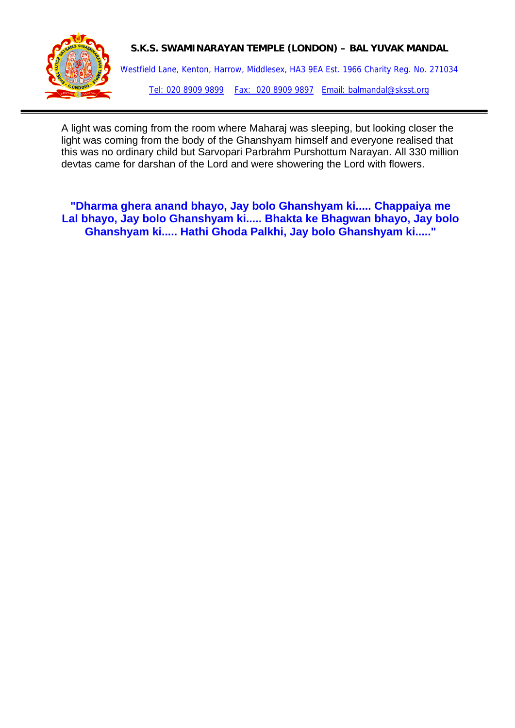A light was coming from the room where Maharaj was sleeping, but looking closer the light was coming from the body of the Ghanshyam himself and everyone realised that this was no ordinary child but Sarvopari Parbrahm Purshottum Narayan. All 330 million devtas came for darshan of the Lord and were showering the Lord with flowers.

**"Dharma ghera anand bhayo, Jay bolo Ghanshyam ki..... Chappaiya me Lal bhayo, Jay bolo Ghanshyam ki..... Bhakta ke Bhagwan bhayo, Jay bolo Ghanshyam ki..... Hathi Ghoda Palkhi, Jay bolo Ghanshyam ki....."**